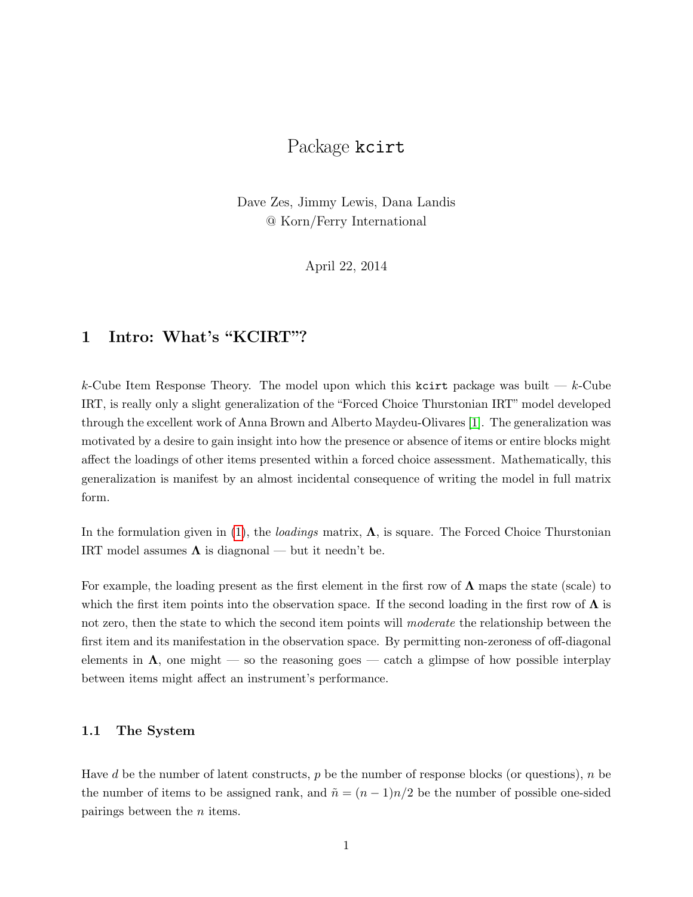# Package kcirt

Dave Zes, Jimmy Lewis, Dana Landis
@ Korn/Ferry International

April 22, 2014

## 1 Intro: What's "KCIRT"?

$k$-Cube Item Response Theory. The model upon which this `kcirt` package was built — $k$-Cube IRT, is really only a slight generalization of the "Forced Choice Thurstonian IRT" model developed through the excellent work of Anna Brown and Alberto Maydeu-Olivares [1]. The generalization was motivated by a desire to gain insight into how the presence or absence of items or entire blocks might affect the loadings of other items presented within a forced choice assessment. Mathematically, this generalization is manifest by an almost incidental consequence of writing the model in full matrix form.

In the formulation given in (1), the *loadings* matrix, $\mathbf{\Lambda}$, is square. The Forced Choice Thurstonian IRT model assumes $\mathbf{\Lambda}$ is diagnonal — but it needn't be.

For example, the loading present as the first element in the first row of $\mathbf{\Lambda}$ maps the state (scale) to which the first item points into the observation space. If the second loading in the first row of $\mathbf{\Lambda}$ is not zero, then the state to which the second item points will *moderate* the relationship between the first item and its manifestation in the observation space. By permitting non-zeroness of off-diagonal elements in $\mathbf{\Lambda}$, one might — so the reasoning goes — catch a glimpse of how possible interplay between items might affect an instrument's performance.

### 1.1 The System

Have $d$ be the number of latent constructs, $p$ be the number of response blocks (or questions), $n$ be the number of items to be assigned rank, and $\tilde{n} = (n-1)n/2$ be the number of possible one-sided pairings between the $n$ items.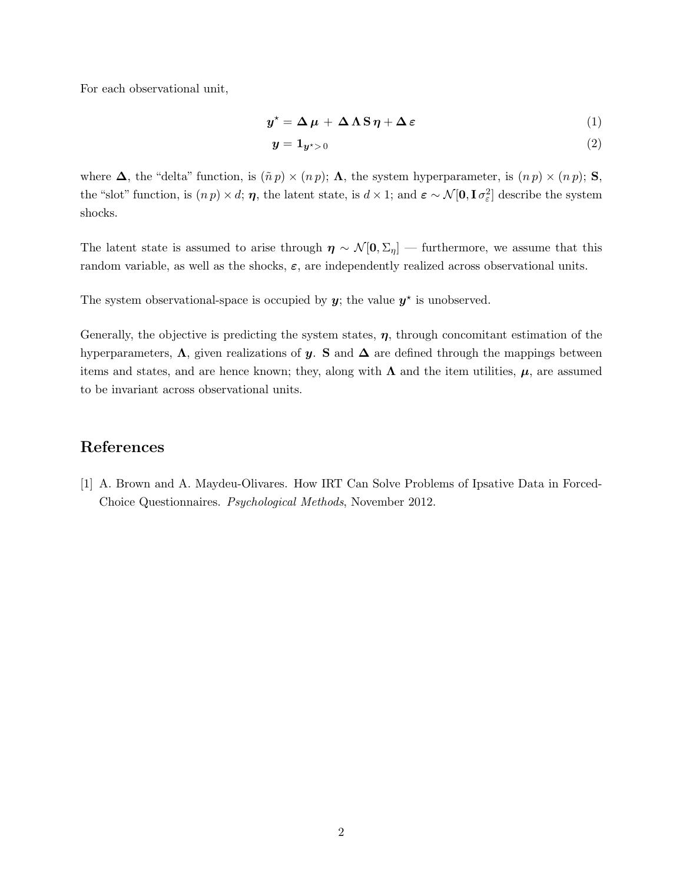For each observational unit,

$$\boldsymbol{y}^{\star} = \boldsymbol{\Delta}\,\boldsymbol{\mu} \,+\, \boldsymbol{\Delta}\,\boldsymbol{\Lambda}\,\mathbf{S}\,\boldsymbol{\eta} + \boldsymbol{\Delta}\,\boldsymbol{\varepsilon} \tag{1}$$

$$\boldsymbol{y} = \mathbf{1}_{\boldsymbol{y}^{\star}>0} \tag{2}$$

where $\boldsymbol{\Delta}$, the "delta" function, is $(\tilde{n}\,p) \times (n\,p)$; $\boldsymbol{\Lambda}$, the system hyperparameter, is $(n\,p) \times (n\,p)$; $\mathbf{S}$, the "slot" function, is $(n\,p) \times d$; $\boldsymbol{\eta}$, the latent state, is $d \times 1$; and $\boldsymbol{\varepsilon} \sim \mathcal{N}[\mathbf{0}, \mathbf{I}\,\sigma_{\varepsilon}^2]$ describe the system shocks.

The latent state is assumed to arise through $\boldsymbol{\eta} \sim \mathcal{N}[\mathbf{0}, \Sigma_{\eta}]$ — furthermore, we assume that this random variable, as well as the shocks, $\boldsymbol{\varepsilon}$, are independently realized across observational units.

The system observational-space is occupied by $\boldsymbol{y}$; the value $\boldsymbol{y}^{\star}$ is unobserved.

Generally, the objective is predicting the system states, $\boldsymbol{\eta}$, through concomitant estimation of the hyperparameters, $\boldsymbol{\Lambda}$, given realizations of $\boldsymbol{y}$. $\mathbf{S}$ and $\boldsymbol{\Delta}$ are defined through the mappings between items and states, and are hence known; they, along with $\boldsymbol{\Lambda}$ and the item utilities, $\boldsymbol{\mu}$, are assumed to be invariant across observational units.

## References

[1] A. Brown and A. Maydeu-Olivares. How IRT Can Solve Problems of Ipsative Data in Forced-Choice Questionnaires. *Psychological Methods*, November 2012.